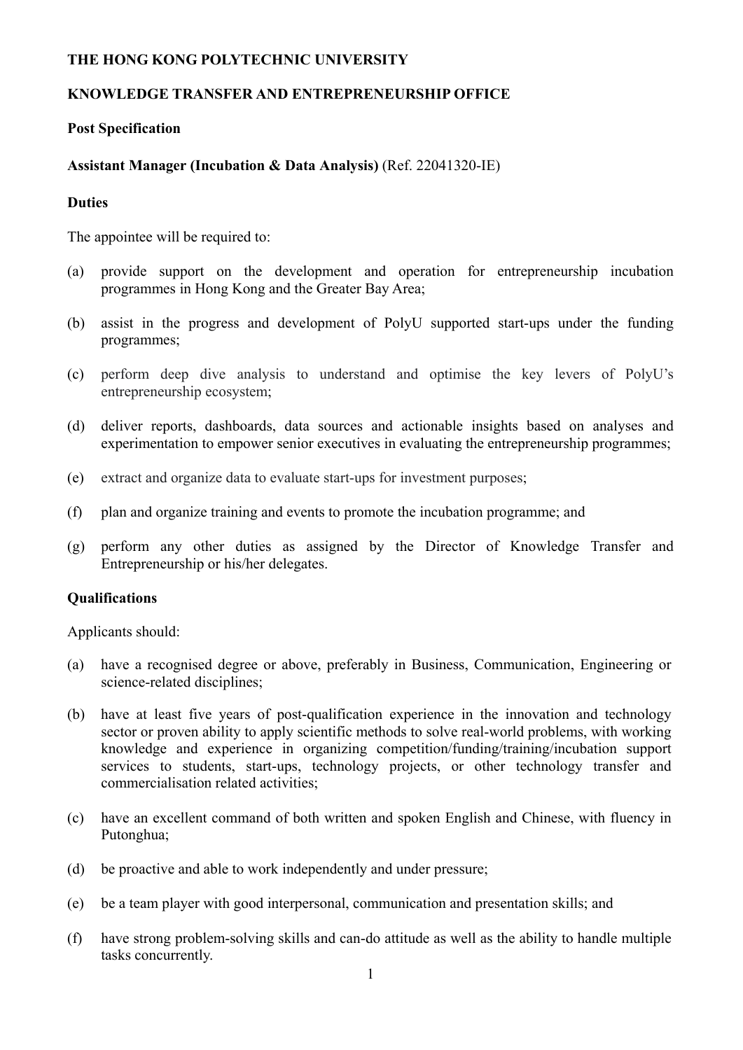**THE HONG KONG POLYTECHNIC UNIVERSITY**

**KNOWLEDGE TRANSFER AND ENTREPRENEURSHIP OFFICE**

**Post Specification**

**Assistant Manager (Incubation & Data Analysis)** (Ref. 22041320-IE)

**Duties**

The appointee will be required to:

(a) provide support on the development and operation for entrepreneurship incubation programmes in Hong Kong and the Greater Bay Area;

(b) assist in the progress and development of PolyU supported start-ups under the funding programmes;

(c) perform deep dive analysis to understand and optimise the key levers of PolyU's entrepreneurship ecosystem;

(d) deliver reports, dashboards, data sources and actionable insights based on analyses and experimentation to empower senior executives in evaluating the entrepreneurship programmes;

(e) extract and organize data to evaluate start-ups for investment purposes;

(f) plan and organize training and events to promote the incubation programme; and

(g) perform any other duties as assigned by the Director of Knowledge Transfer and Entrepreneurship or his/her delegates.

**Qualifications**

Applicants should:

(a) have a recognised degree or above, preferably in Business, Communication, Engineering or science-related disciplines;

(b) have at least five years of post-qualification experience in the innovation and technology sector or proven ability to apply scientific methods to solve real-world problems, with working knowledge and experience in organizing competition/funding/training/incubation support services to students, start-ups, technology projects, or other technology transfer and commercialisation related activities;

(c) have an excellent command of both written and spoken English and Chinese, with fluency in Putonghua;

(d) be proactive and able to work independently and under pressure;

(e) be a team player with good interpersonal, communication and presentation skills; and

(f) have strong problem-solving skills and can-do attitude as well as the ability to handle multiple tasks concurrently.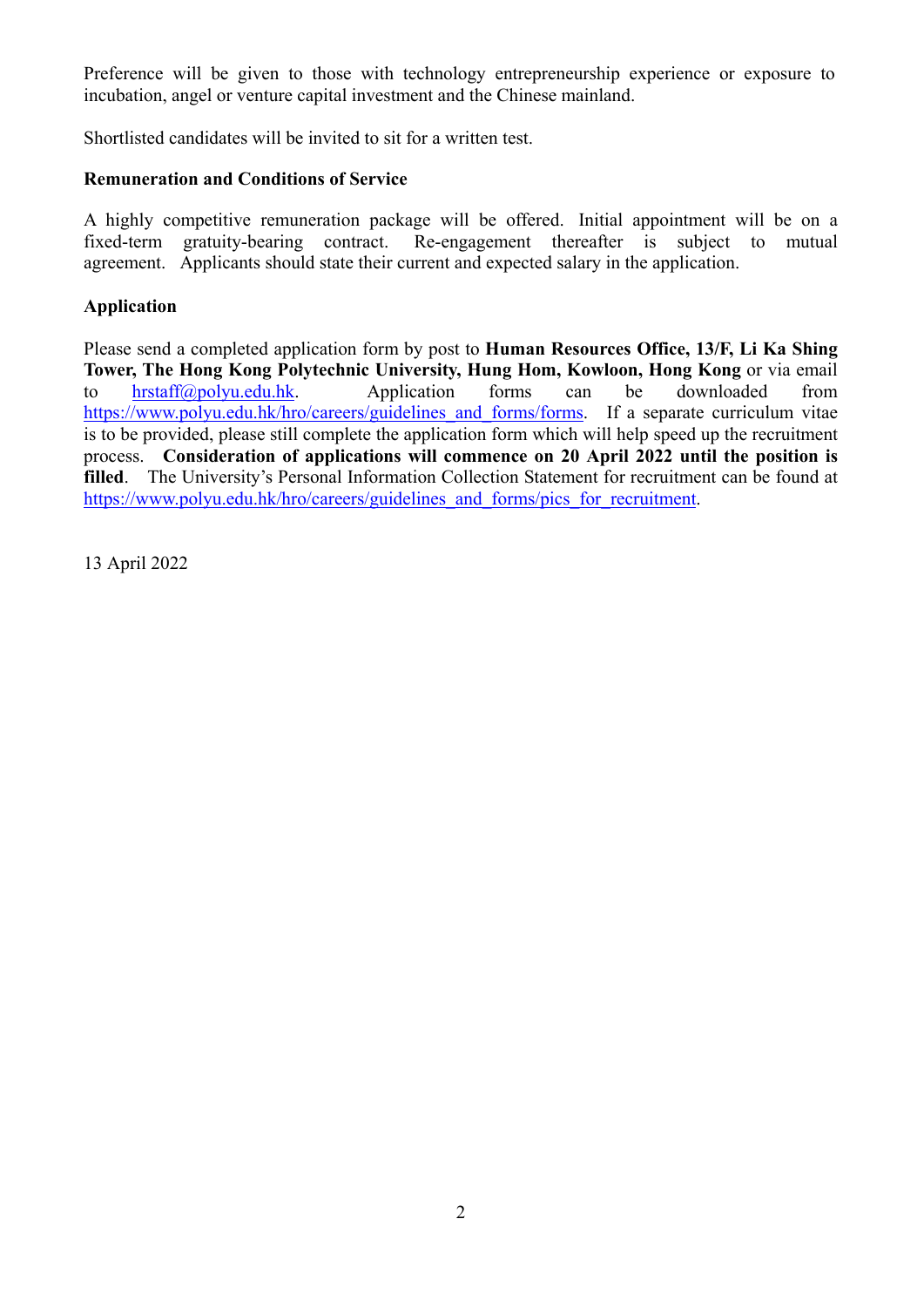Preference will be given to those with technology entrepreneurship experience or exposure to incubation, angel or venture capital investment and the Chinese mainland.

Shortlisted candidates will be invited to sit for a written test.

**Remuneration and Conditions of Service**

A highly competitive remuneration package will be offered. Initial appointment will be on a fixed-term gratuity-bearing contract. Re-engagement thereafter is subject to mutual agreement. Applicants should state their current and expected salary in the application.

**Application**

Please send a completed application form by post to **Human Resources Office, 13/F, Li Ka Shing Tower, The Hong Kong Polytechnic University, Hung Hom, Kowloon, Hong Kong** or via email to hrstaff@polyu.edu.hk. Application forms can be downloaded from https://www.polyu.edu.hk/hro/careers/guidelines_and_forms/forms. If a separate curriculum vitae is to be provided, please still complete the application form which will help speed up the recruitment process. **Consideration of applications will commence on 20 April 2022 until the position is filled**. The University's Personal Information Collection Statement for recruitment can be found at https://www.polyu.edu.hk/hro/careers/guidelines_and_forms/pics_for_recruitment.

13 April 2022